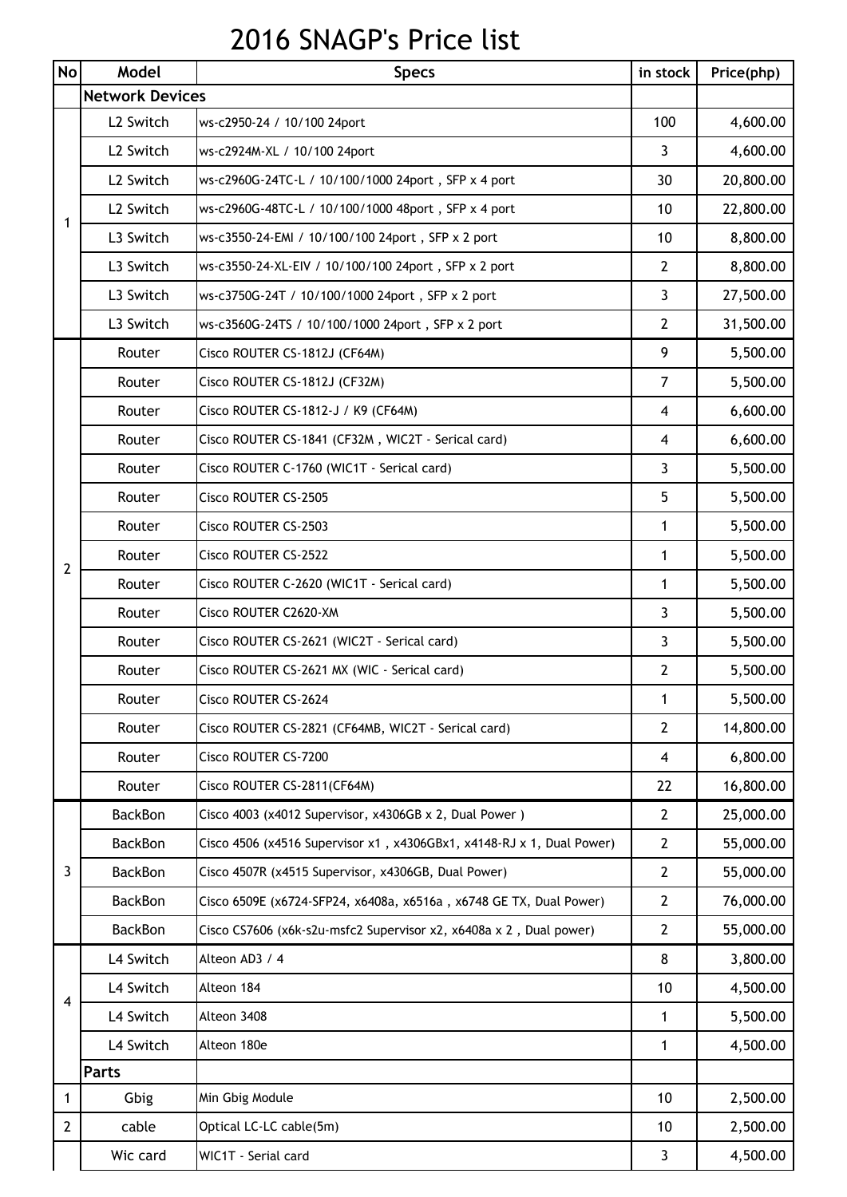# 2016 SNAGP's Price list

| No | Model | Specs | in stock | Price(php) |
|---|---|---|---|---|
| | **Network Devices** | | | |
| 1 | L2 Switch | ws-c2950-24 / 10/100 24port | 100 | 4,600.00 |
| | L2 Switch | ws-c2924M-XL / 10/100 24port | 3 | 4,600.00 |
| | L2 Switch | ws-c2960G-24TC-L / 10/100/1000 24port , SFP x 4 port | 30 | 20,800.00 |
| | L2 Switch | ws-c2960G-48TC-L / 10/100/1000 48port , SFP x 4 port | 10 | 22,800.00 |
| | L3 Switch | ws-c3550-24-EMI / 10/100/100 24port , SFP x 2 port | 10 | 8,800.00 |
| | L3 Switch | ws-c3550-24-XL-EIV / 10/100/100 24port , SFP x 2 port | 2 | 8,800.00 |
| | L3 Switch | ws-c3750G-24T / 10/100/1000 24port , SFP x 2 port | 3 | 27,500.00 |
| | L3 Switch | ws-c3560G-24TS / 10/100/1000 24port , SFP x 2 port | 2 | 31,500.00 |
| 2 | Router | Cisco ROUTER CS-1812J (CF64M) | 9 | 5,500.00 |
| | Router | Cisco ROUTER CS-1812J (CF32M) | 7 | 5,500.00 |
| | Router | Cisco ROUTER CS-1812-J / K9 (CF64M) | 4 | 6,600.00 |
| | Router | Cisco ROUTER CS-1841 (CF32M , WIC2T - Serical card) | 4 | 6,600.00 |
| | Router | Cisco ROUTER C-1760 (WIC1T - Serical card) | 3 | 5,500.00 |
| | Router | Cisco ROUTER CS-2505 | 5 | 5,500.00 |
| | Router | Cisco ROUTER CS-2503 | 1 | 5,500.00 |
| | Router | Cisco ROUTER CS-2522 | 1 | 5,500.00 |
| | Router | Cisco ROUTER C-2620 (WIC1T - Serical card) | 1 | 5,500.00 |
| | Router | Cisco ROUTER C2620-XM | 3 | 5,500.00 |
| | Router | Cisco ROUTER CS-2621 (WIC2T - Serical card) | 3 | 5,500.00 |
| | Router | Cisco ROUTER CS-2621 MX (WIC - Serical card) | 2 | 5,500.00 |
| | Router | Cisco ROUTER CS-2624 | 1 | 5,500.00 |
| | Router | Cisco ROUTER CS-2821 (CF64MB, WIC2T - Serical card) | 2 | 14,800.00 |
| | Router | Cisco ROUTER CS-7200 | 4 | 6,800.00 |
| | Router | Cisco ROUTER CS-2811(CF64M) | 22 | 16,800.00 |
| 3 | BackBon | Cisco 4003 (x4012 Supervisor, x4306GB x 2, Dual Power ) | 2 | 25,000.00 |
| | BackBon | Cisco 4506 (x4516 Supervisor x1 , x4306GBx1, x4148-RJ x 1, Dual Power) | 2 | 55,000.00 |
| | BackBon | Cisco 4507R (x4515 Supervisor, x4306GB, Dual Power) | 2 | 55,000.00 |
| | BackBon | Cisco 6509E (x6724-SFP24, x6408a, x6516a , x6748 GE TX, Dual Power) | 2 | 76,000.00 |
| | BackBon | Cisco CS7606 (x6k-s2u-msfc2 Supervisor x2, x6408a x 2 , Dual power) | 2 | 55,000.00 |
| 4 | L4 Switch | Alteon AD3 / 4 | 8 | 3,800.00 |
| | L4 Switch | Alteon 184 | 10 | 4,500.00 |
| | L4 Switch | Alteon 3408 | 1 | 5,500.00 |
| | L4 Switch | Alteon 180e | 1 | 4,500.00 |
| | **Parts** | | | |
| 1 | Gbig | Min Gbig Module | 10 | 2,500.00 |
| 2 | cable | Optical LC-LC cable(5m) | 10 | 2,500.00 |
| | Wic card | WIC1T - Serial card | 3 | 4,500.00 |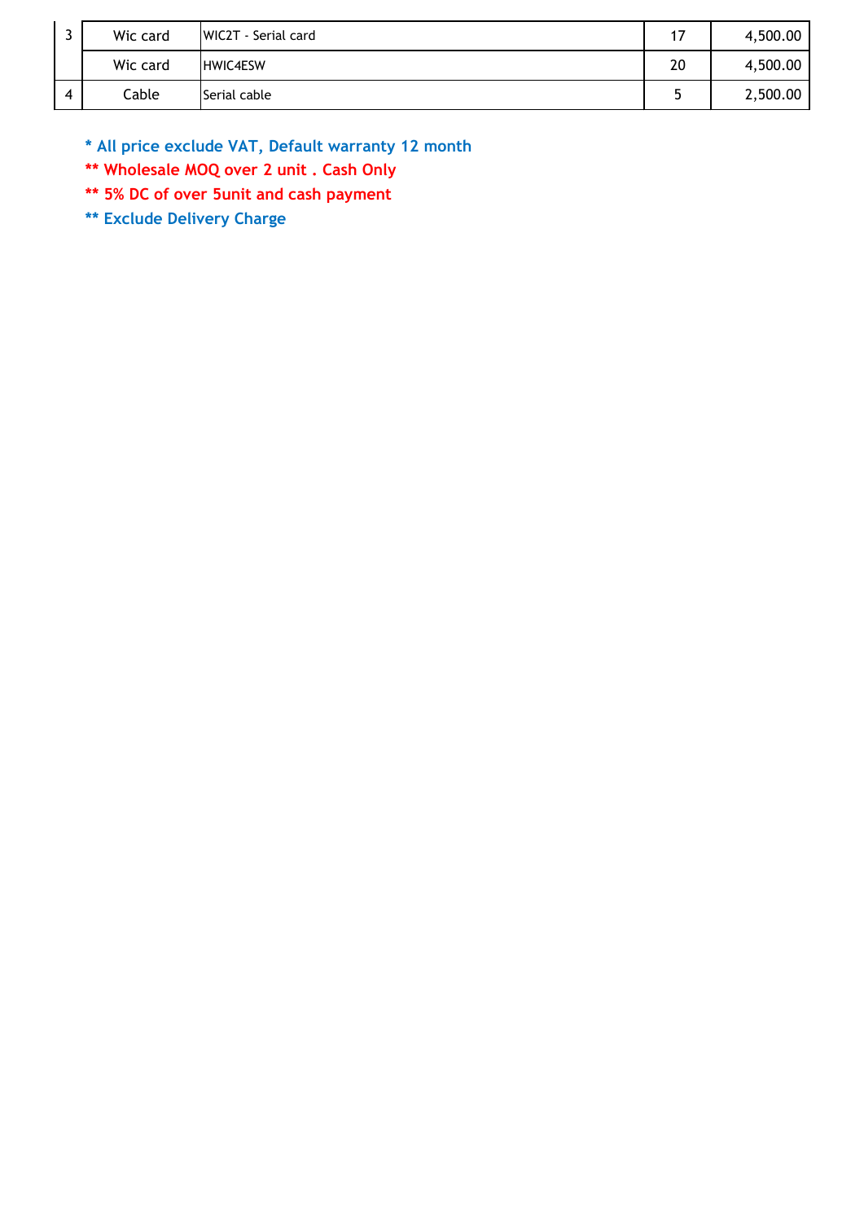| | | | | |
|---|---|---|---|---|
| 3 | Wic card | WIC2T - Serial card | 17 | 4,500.00 |
| | Wic card | HWIC4ESW | 20 | 4,500.00 |
| 4 | Cable | Serial cable | 5 | 2,500.00 |

**\* All price exclude VAT, Default warranty 12 month**

**\*\* Wholesale MOQ over 2 unit . Cash Only**

**\*\* 5% DC of over 5unit and cash payment**

**\*\* Exclude Delivery Charge**